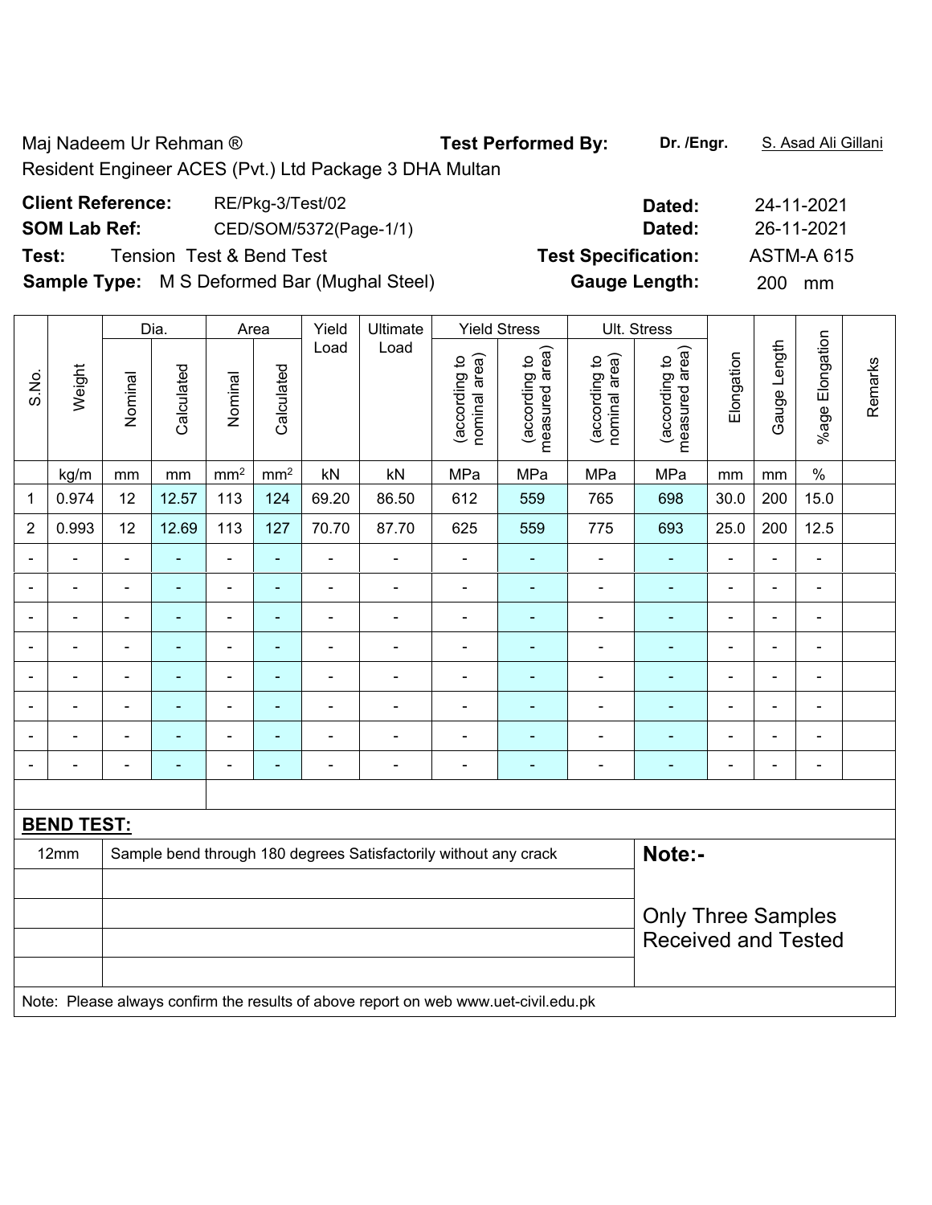Maj Nadeem Ur Rehman ®

Resident Engineer ACES (Pvt.) Ltd Package 3 DHA Multan

**Test Performed By:** **Dr. /Engr.** S. Asad Ali Gillani

**Client Reference:** RE/Pkg-3/Test/02 **Dated:** 24-11-2021

**SOM Lab Ref:** CED/SOM/5372(Page-1/1) **Dated:** 26-11-2021

**Test:** Tension Test & Bend Test **Test Specification:** ASTM-A 615

**Sample Type:** M S Deformed Bar (Mughal Steel) **Gauge Length:** 200 mm

| S.No. | Weight | Dia. | | Area | | Yield Load | Ultimate Load | Yield Stress | | Ult. Stress | | Elongation | Gauge Length | %age Elongation | Remarks |
|---|---|---|---|---|---|---|---|---|---|---|---|---|---|---|---|
| | | Nominal | Calculated | Nominal | Calculated | | | (according to nominal area) | (according to measured area) | (according to nominal area) | (according to measured area) | | | | |
| | kg/m | mm | mm | mm² | mm² | kN | kN | MPa | MPa | MPa | MPa | mm | mm | % | |
| 1 | 0.974 | 12 | 12.57 | 113 | 124 | 69.20 | 86.50 | 612 | 559 | 765 | 698 | 30.0 | 200 | 15.0 | |
| 2 | 0.993 | 12 | 12.69 | 113 | 127 | 70.70 | 87.70 | 625 | 559 | 775 | 693 | 25.0 | 200 | 12.5 | |
| - | - | - | - | - | - | - | - | - | - | - | - | - | - | - | |
| - | - | - | - | - | - | - | - | - | - | - | - | - | - | - | |
| - | - | - | - | - | - | - | - | - | - | - | - | - | - | - | |
| - | - | - | - | - | - | - | - | - | - | - | - | - | - | - | |
| - | - | - | - | - | - | - | - | - | - | - | - | - | - | - | |
| - | - | - | - | - | - | - | - | - | - | - | - | - | - | - | |
| - | - | - | - | - | - | - | - | - | - | - | - | - | - | - | |
| - | - | - | - | - | - | - | - | - | - | - | - | - | - | - | |

**BEND TEST:**

| | | |
|---|---|---|
| 12mm | Sample bend through 180 degrees Satisfactorily without any crack | **Note:-** |
| | | |
| | | Only Three Samples Received and Tested |
| | | |
| | | |

Note: Please always confirm the results of above report on web www.uet-civil.edu.pk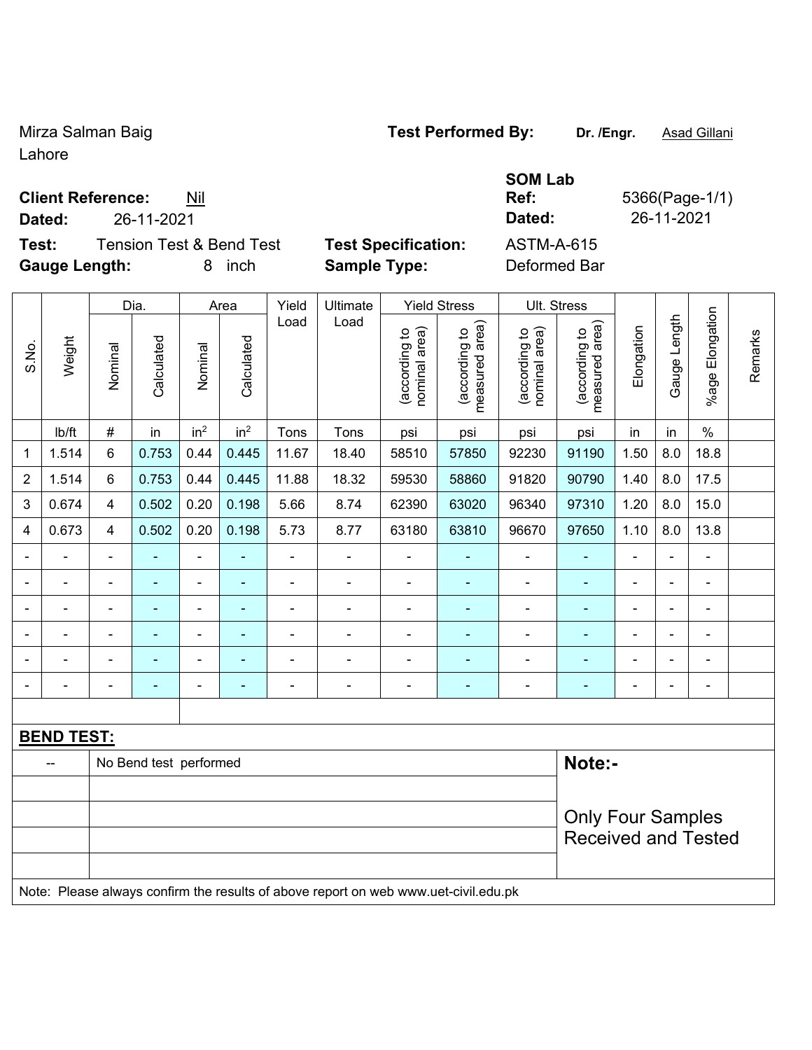Mirza Salman Baig
Lahore

**Test Performed By:** **Dr. /Engr.** Asad Gillani

**Client Reference:** Nil
**Dated:** 26-11-2021

**SOM Lab Ref:** 5366(Page-1/1)
**Dated:** 26-11-2021

**Test:** Tension Test & Bend Test
**Gauge Length:** 8 inch

**Test Specification:** ASTM-A-615
**Sample Type:** Deformed Bar

| S.No. | Weight | Dia. | | Area | | Yield Load | Ultimate Load | Yield Stress | | Ult. Stress | | Elongation | Gauge Length | %age Elongation | Remarks |
|---|---|---|---|---|---|---|---|---|---|---|---|---|---|---|---|
| | | Nominal | Calculated | Nominal | Calculated | | | (according to nominal area) | (according to measured area) | (according to nominal area) | (according to measured area) | | | | |
| | lb/ft | # | in | in$^2$ | in$^2$ | Tons | Tons | psi | psi | psi | psi | in | in | % | |
| 1 | 1.514 | 6 | 0.753 | 0.44 | 0.445 | 11.67 | 18.40 | 58510 | 57850 | 92230 | 91190 | 1.50 | 8.0 | 18.8 | |
| 2 | 1.514 | 6 | 0.753 | 0.44 | 0.445 | 11.88 | 18.32 | 59530 | 58860 | 91820 | 90790 | 1.40 | 8.0 | 17.5 | |
| 3 | 0.674 | 4 | 0.502 | 0.20 | 0.198 | 5.66 | 8.74 | 62390 | 63020 | 96340 | 97310 | 1.20 | 8.0 | 15.0 | |
| 4 | 0.673 | 4 | 0.502 | 0.20 | 0.198 | 5.73 | 8.77 | 63180 | 63810 | 96670 | 97650 | 1.10 | 8.0 | 13.8 | |
| - | - | - | - | - | - | - | - | - | - | - | - | - | - | - | |
| - | - | - | - | - | - | - | - | - | - | - | - | - | - | - | |
| - | - | - | - | - | - | - | - | - | - | - | - | - | - | - | |
| - | - | - | - | - | - | - | - | - | - | - | - | - | - | - | |
| - | - | - | - | - | - | - | - | - | - | - | - | - | - | - | |
| - | - | - | - | - | - | - | - | - | - | - | - | - | - | - | |

**BEND TEST:**

| | | |
|---|---|---|
| -- | No Bend test performed | **Note:-** |
| | | Only Four Samples Received and Tested |

Note: Please always confirm the results of above report on web www.uet-civil.edu.pk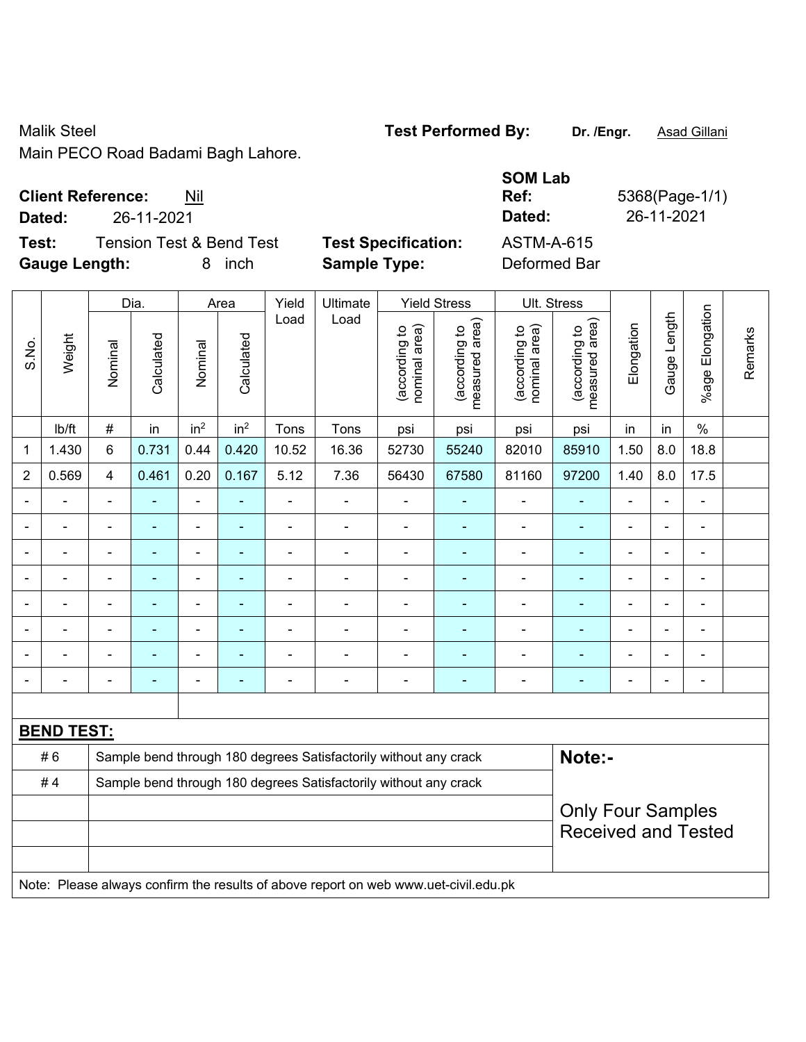Malik Steel
Main PECO Road Badami Bagh Lahore.

**Test Performed By:** **Dr. /Engr.** Asad Gillani

**Client Reference:** Nil
**Dated:** 26-11-2021

**SOM Lab Ref:** 5368(Page-1/1)
**Dated:** 26-11-2021

**Test:** Tension Test & Bend Test
**Gauge Length:** 8 inch

**Test Specification:** ASTM-A-615
**Sample Type:** Deformed Bar

| S.No. | Weight | Dia. | | Area | | Yield Load | Ultimate Load | Yield Stress | | Ult. Stress | | Elongation | Gauge Length | %age Elongation | Remarks |
|---|---|---|---|---|---|---|---|---|---|---|---|---|---|---|---|
| | | Nominal | Calculated | Nominal | Calculated | | | (according to nominal area) | (according to measured area) | (according to nominal area) | (according to measured area) | | | | |
| | lb/ft | # | in | $in^2$ | $in^2$ | Tons | Tons | psi | psi | psi | psi | in | in | % | |
| 1 | 1.430 | 6 | 0.731 | 0.44 | 0.420 | 10.52 | 16.36 | 52730 | 55240 | 82010 | 85910 | 1.50 | 8.0 | 18.8 | |
| 2 | 0.569 | 4 | 0.461 | 0.20 | 0.167 | 5.12 | 7.36 | 56430 | 67580 | 81160 | 97200 | 1.40 | 8.0 | 17.5 | |
| - | - | - | - | - | - | - | - | - | - | - | - | - | - | - | |
| - | - | - | - | - | - | - | - | - | - | - | - | - | - | - | |
| - | - | - | - | - | - | - | - | - | - | - | - | - | - | - | |
| - | - | - | - | - | - | - | - | - | - | - | - | - | - | - | |
| - | - | - | - | - | - | - | - | - | - | - | - | - | - | - | |
| - | - | - | - | - | - | - | - | - | - | - | - | - | - | - | |
| - | - | - | - | - | - | - | - | - | - | - | - | - | - | - | |
| - | - | - | - | - | - | - | - | - | - | - | - | - | - | - | |

**BEND TEST:**

| | |
|---|---|
| # 6 | Sample bend through 180 degrees Satisfactorily without any crack |
| # 4 | Sample bend through 180 degrees Satisfactorily without any crack |

**Note:-**

Only Four Samples Received and Tested

Note: Please always confirm the results of above report on web www.uet-civil.edu.pk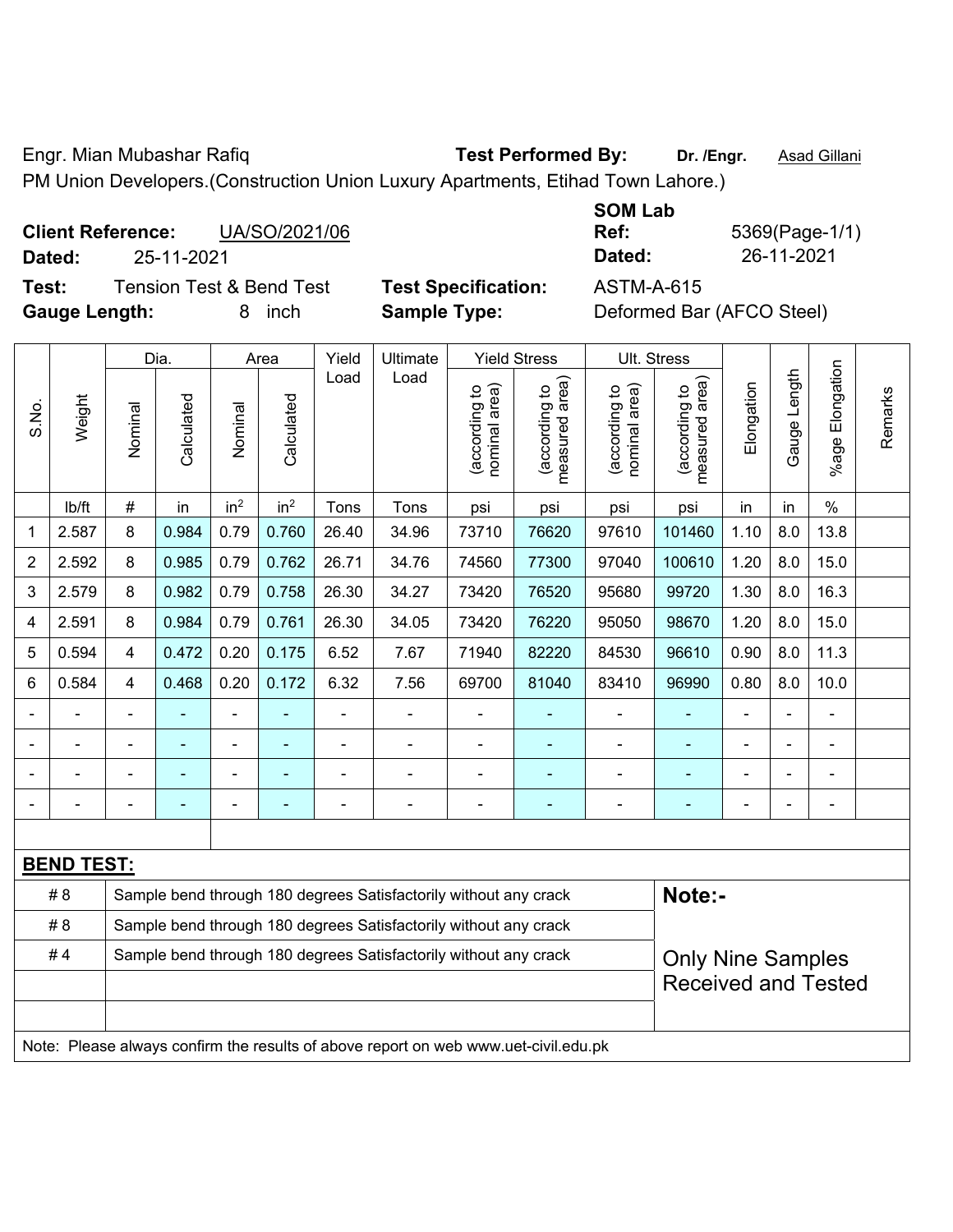Engr. Mian Mubashar Rafiq **Test Performed By:** **Dr. /Engr.** Asad Gillani

PM Union Developers.(Construction Union Luxury Apartments, Etihad Town Lahore.)

**Client Reference:** UA/SO/2021/06 **SOM Lab Ref:** 5369(Page-1/1)

**Dated:** 25-11-2021 **Dated:** 26-11-2021

**Test:** Tension Test & Bend Test **Test Specification:** ASTM-A-615

**Gauge Length:** 8 inch **Sample Type:** Deformed Bar (AFCO Steel)

| S.No. | Weight | Dia. | | Area | | Yield Load | Ultimate Load | Yield Stress | | Ult. Stress | | Elongation | Gauge Length | %age Elongation | Remarks |
|---|---|---|---|---|---|---|---|---|---|---|---|---|---|---|---|
| | | Nominal | Calculated | Nominal | Calculated | | | (according to nominal area) | (according to measured area) | (according to nominal area) | (according to measured area) | | | | |
| | lb/ft | # | in | in² | in² | Tons | Tons | psi | psi | psi | psi | in | in | % | |
| 1 | 2.587 | 8 | 0.984 | 0.79 | 0.760 | 26.40 | 34.96 | 73710 | 76620 | 97610 | 101460 | 1.10 | 8.0 | 13.8 | |
| 2 | 2.592 | 8 | 0.985 | 0.79 | 0.762 | 26.71 | 34.76 | 74560 | 77300 | 97040 | 100610 | 1.20 | 8.0 | 15.0 | |
| 3 | 2.579 | 8 | 0.982 | 0.79 | 0.758 | 26.30 | 34.27 | 73420 | 76520 | 95680 | 99720 | 1.30 | 8.0 | 16.3 | |
| 4 | 2.591 | 8 | 0.984 | 0.79 | 0.761 | 26.30 | 34.05 | 73420 | 76220 | 95050 | 98670 | 1.20 | 8.0 | 15.0 | |
| 5 | 0.594 | 4 | 0.472 | 0.20 | 0.175 | 6.52 | 7.67 | 71940 | 82220 | 84530 | 96610 | 0.90 | 8.0 | 11.3 | |
| 6 | 0.584 | 4 | 0.468 | 0.20 | 0.172 | 6.32 | 7.56 | 69700 | 81040 | 83410 | 96990 | 0.80 | 8.0 | 10.0 | |
| - | - | - | - | - | - | - | - | - | - | - | - | - | - | - | |
| - | - | - | - | - | - | - | - | - | - | - | - | - | - | - | |
| - | - | - | - | - | - | - | - | - | - | - | - | - | - | - | |
| - | - | - | - | - | - | - | - | - | - | - | - | - | - | - | |

**BEND TEST:**

| | | |
|---|---|---|
| # 8 | Sample bend through 180 degrees Satisfactorily without any crack | **Note:-** |
| # 8 | Sample bend through 180 degrees Satisfactorily without any crack | |
| # 4 | Sample bend through 180 degrees Satisfactorily without any crack | Only Nine Samples Received and Tested |

Note: Please always confirm the results of above report on web www.uet-civil.edu.pk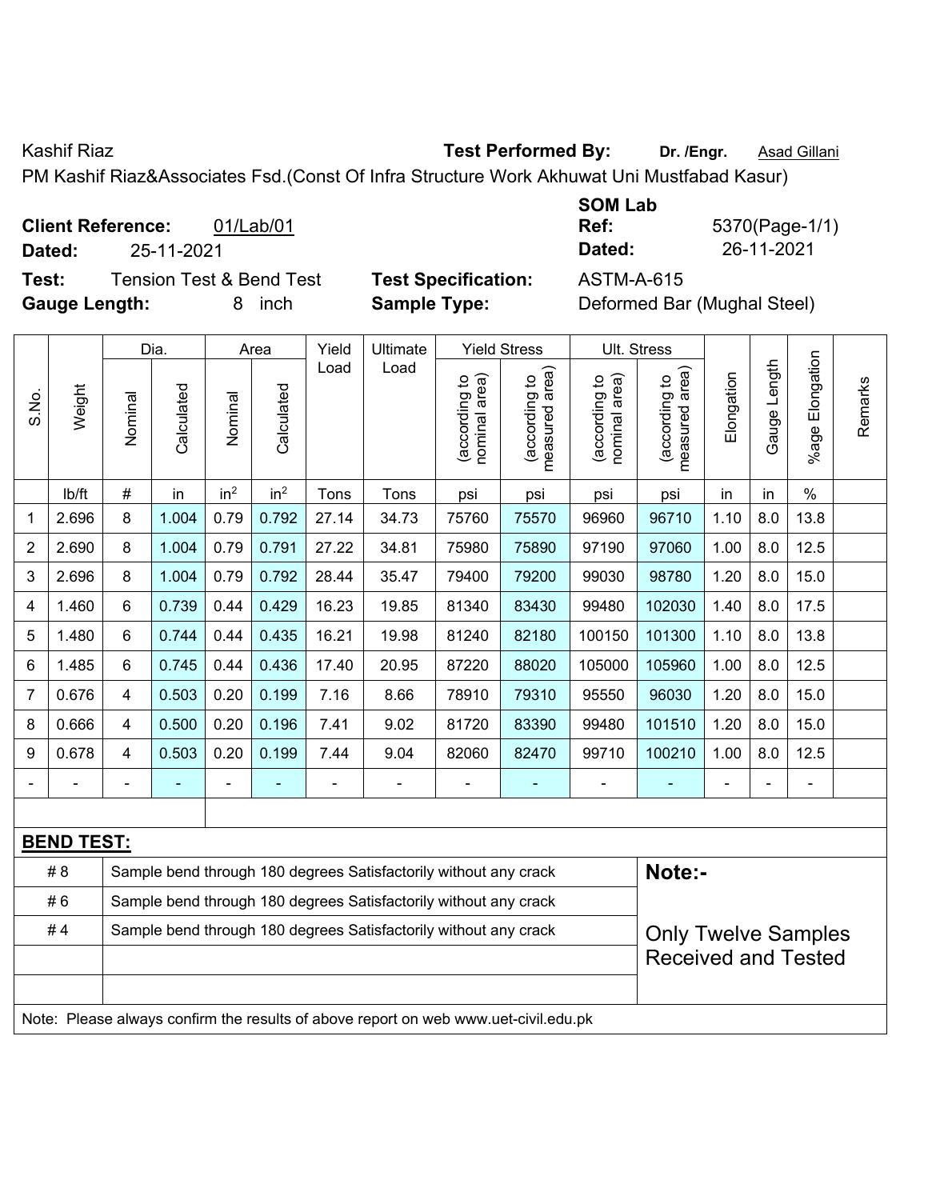Kashif Riaz **Test Performed By:** **Dr. /Engr.** Asad Gillani

PM Kashif Riaz&Associates Fsd.(Const Of Infra Structure Work Akhuwat Uni Mustfabad Kasur)

**Client Reference:** 01/Lab/01 **SOM Lab Ref:** 5370(Page-1/1)

**Dated:** 25-11-2021 **Dated:** 26-11-2021

**Test:** Tension Test & Bend Test **Test Specification:** ASTM-A-615

**Gauge Length:** 8 inch **Sample Type:** Deformed Bar (Mughal Steel)

| S.No. | Weight | Dia. | | Area | | Yield Load | Ultimate Load | Yield Stress | | Ult. Stress | | Elongation | Gauge Length | %age Elongation | Remarks |
|---|---|---|---|---|---|---|---|---|---|---|---|---|---|---|---|
| | | Nominal | Calculated | Nominal | Calculated | | | (according to nominal area) | (according to measured area) | (according to nominal area) | (according to measured area) | | | | |
| | lb/ft | # | in | in$^2$ | in$^2$ | Tons | Tons | psi | psi | psi | psi | in | in | % | |
| 1 | 2.696 | 8 | 1.004 | 0.79 | 0.792 | 27.14 | 34.73 | 75760 | 75570 | 96960 | 96710 | 1.10 | 8.0 | 13.8 | |
| 2 | 2.690 | 8 | 1.004 | 0.79 | 0.791 | 27.22 | 34.81 | 75980 | 75890 | 97190 | 97060 | 1.00 | 8.0 | 12.5 | |
| 3 | 2.696 | 8 | 1.004 | 0.79 | 0.792 | 28.44 | 35.47 | 79400 | 79200 | 99030 | 98780 | 1.20 | 8.0 | 15.0 | |
| 4 | 1.460 | 6 | 0.739 | 0.44 | 0.429 | 16.23 | 19.85 | 81340 | 83430 | 99480 | 102030 | 1.40 | 8.0 | 17.5 | |
| 5 | 1.480 | 6 | 0.744 | 0.44 | 0.435 | 16.21 | 19.98 | 81240 | 82180 | 100150 | 101300 | 1.10 | 8.0 | 13.8 | |
| 6 | 1.485 | 6 | 0.745 | 0.44 | 0.436 | 17.40 | 20.95 | 87220 | 88020 | 105000 | 105960 | 1.00 | 8.0 | 12.5 | |
| 7 | 0.676 | 4 | 0.503 | 0.20 | 0.199 | 7.16 | 8.66 | 78910 | 79310 | 95550 | 96030 | 1.20 | 8.0 | 15.0 | |
| 8 | 0.666 | 4 | 0.500 | 0.20 | 0.196 | 7.41 | 9.02 | 81720 | 83390 | 99480 | 101510 | 1.20 | 8.0 | 15.0 | |
| 9 | 0.678 | 4 | 0.503 | 0.20 | 0.199 | 7.44 | 9.04 | 82060 | 82470 | 99710 | 100210 | 1.00 | 8.0 | 12.5 | |
| - | - | - | - | - | - | - | - | - | - | - | - | - | - | - | |

**BEND TEST:**

| | | |
|---|---|---|
| # 8 | Sample bend through 180 degrees Satisfactorily without any crack | **Note:-** |
| # 6 | Sample bend through 180 degrees Satisfactorily without any crack | |
| # 4 | Sample bend through 180 degrees Satisfactorily without any crack | Only Twelve Samples Received and Tested |

Note: Please always confirm the results of above report on web www.uet-civil.edu.pk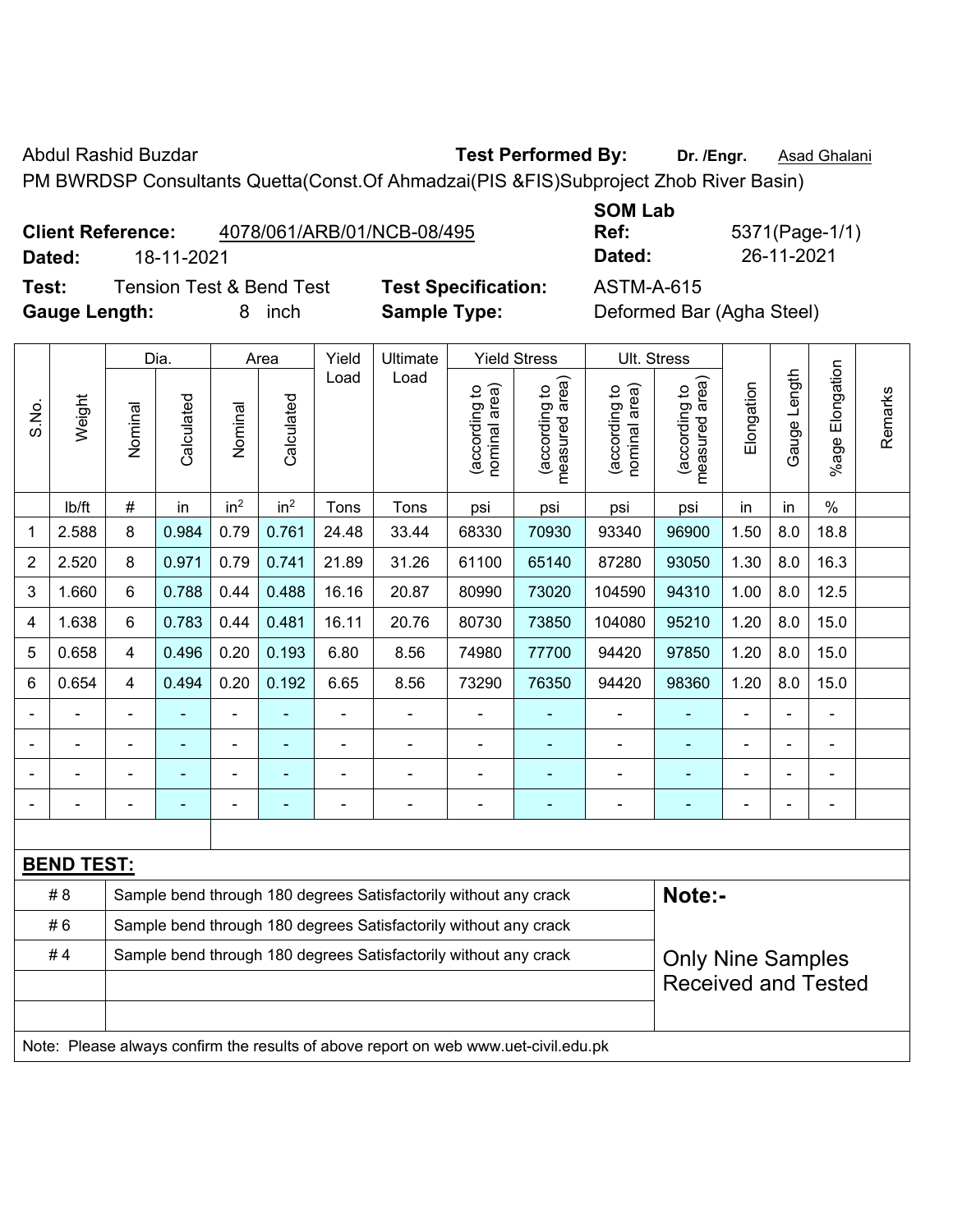Abdul Rashid Buzdar **Test Performed By:** **Dr. /Engr.** Asad Ghalani

PM BWRDSP Consultants Quetta(Const.Of Ahmadzai(PIS &FIS)Subproject Zhob River Basin)

**Client Reference:** 4078/061/ARB/01/NCB-08/495 **SOM Lab Ref:** 5371(Page-1/1)

**Dated:** 18-11-2021 **Dated:** 26-11-2021

**Test:** Tension Test & Bend Test **Test Specification:** ASTM-A-615

**Gauge Length:** 8 inch **Sample Type:** Deformed Bar (Agha Steel)

| S.No. | Weight | Dia. | | Area | | Yield Load | Ultimate Load | Yield Stress | | Ult. Stress | | Elongation | Gauge Length | %age Elongation | Remarks |
|---|---|---|---|---|---|---|---|---|---|---|---|---|---|---|---|
| | | Nominal | Calculated | Nominal | Calculated | | | (according to nominal area) | (according to measured area) | (according to nominal area) | (according to measured area) | | | | |
| | lb/ft | # | in | $in^2$ | $in^2$ | Tons | Tons | psi | psi | psi | psi | in | in | % | |
| 1 | 2.588 | 8 | 0.984 | 0.79 | 0.761 | 24.48 | 33.44 | 68330 | 70930 | 93340 | 96900 | 1.50 | 8.0 | 18.8 | |
| 2 | 2.520 | 8 | 0.971 | 0.79 | 0.741 | 21.89 | 31.26 | 61100 | 65140 | 87280 | 93050 | 1.30 | 8.0 | 16.3 | |
| 3 | 1.660 | 6 | 0.788 | 0.44 | 0.488 | 16.16 | 20.87 | 80990 | 73020 | 104590 | 94310 | 1.00 | 8.0 | 12.5 | |
| 4 | 1.638 | 6 | 0.783 | 0.44 | 0.481 | 16.11 | 20.76 | 80730 | 73850 | 104080 | 95210 | 1.20 | 8.0 | 15.0 | |
| 5 | 0.658 | 4 | 0.496 | 0.20 | 0.193 | 6.80 | 8.56 | 74980 | 77700 | 94420 | 97850 | 1.20 | 8.0 | 15.0 | |
| 6 | 0.654 | 4 | 0.494 | 0.20 | 0.192 | 6.65 | 8.56 | 73290 | 76350 | 94420 | 98360 | 1.20 | 8.0 | 15.0 | |
| - | - | - | - | - | - | - | - | - | - | - | - | - | - | - | |
| - | - | - | - | - | - | - | - | - | - | - | - | - | - | - | |
| - | - | - | - | - | - | - | - | - | - | - | - | - | - | - | |
| - | - | - | - | - | - | - | - | - | - | - | - | - | - | - | |

**BEND TEST:**

| | | |
|---|---|---|
| # 8 | Sample bend through 180 degrees Satisfactorily without any crack | **Note:-** |
| # 6 | Sample bend through 180 degrees Satisfactorily without any crack | |
| # 4 | Sample bend through 180 degrees Satisfactorily without any crack | Only Nine Samples Received and Tested |

Note: Please always confirm the results of above report on web www.uet-civil.edu.pk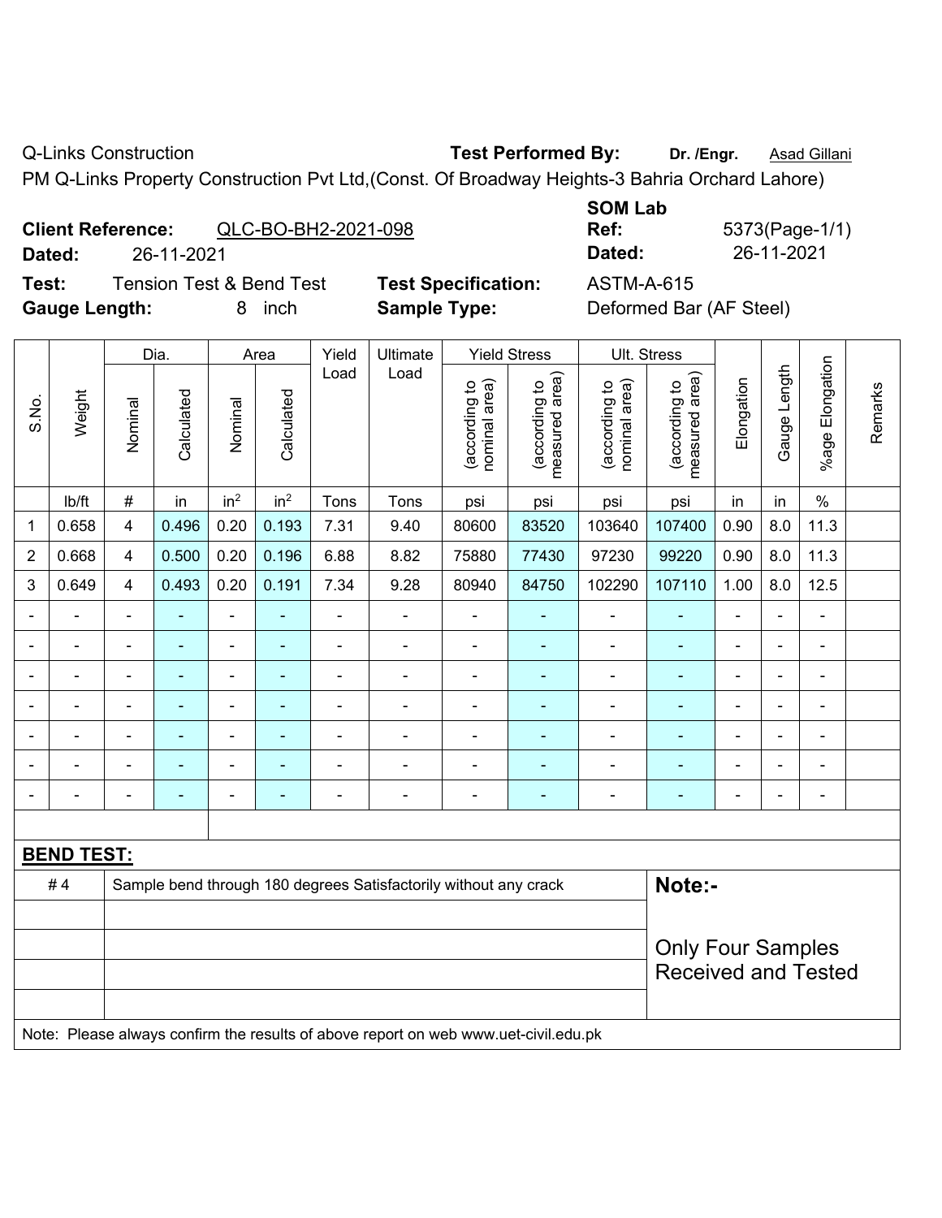Q-Links Construction **Test Performed By:** **Dr. /Engr.** Asad Gillani

PM Q-Links Property Construction Pvt Ltd,(Const. Of Broadway Heights-3 Bahria Orchard Lahore)

**Client Reference:** QLC-BO-BH2-2021-098

**Dated:** 26-11-2021

**SOM Lab Ref:** 5373(Page-1/1)

**Dated:** 26-11-2021

**Test:** Tension Test & Bend Test **Test Specification:** ASTM-A-615

**Gauge Length:** 8 inch **Sample Type:** Deformed Bar (AF Steel)

| S.No. | Weight | Dia. | | Area | | Yield Load | Ultimate Load | Yield Stress | | Ult. Stress | | Elongation | Gauge Length | %age Elongation | Remarks |
|---|---|---|---|---|---|---|---|---|---|---|---|---|---|---|---|
| | | Nominal | Calculated | Nominal | Calculated | | | (according to nominal area) | (according to measured area) | (according to nominal area) | (according to measured area) | | | | |
| | lb/ft | # | in | in² | in² | Tons | Tons | psi | psi | psi | psi | in | in | % | |
| 1 | 0.658 | 4 | 0.496 | 0.20 | 0.193 | 7.31 | 9.40 | 80600 | 83520 | 103640 | 107400 | 0.90 | 8.0 | 11.3 | |
| 2 | 0.668 | 4 | 0.500 | 0.20 | 0.196 | 6.88 | 8.82 | 75880 | 77430 | 97230 | 99220 | 0.90 | 8.0 | 11.3 | |
| 3 | 0.649 | 4 | 0.493 | 0.20 | 0.191 | 7.34 | 9.28 | 80940 | 84750 | 102290 | 107110 | 1.00 | 8.0 | 12.5 | |
| - | - | - | - | - | - | - | - | - | - | - | - | - | - | - | |
| - | - | - | - | - | - | - | - | - | - | - | - | - | - | - | |
| - | - | - | - | - | - | - | - | - | - | - | - | - | - | - | |
| - | - | - | - | - | - | - | - | - | - | - | - | - | - | - | |
| - | - | - | - | - | - | - | - | - | - | - | - | - | - | - | |
| - | - | - | - | - | - | - | - | - | - | - | - | - | - | - | |
| - | - | - | - | - | - | - | - | - | - | - | - | - | - | - | |

**BEND TEST:**

| | | |
|---|---|---|
| # 4 | Sample bend through 180 degrees Satisfactorily without any crack | **Note:-** Only Four Samples Received and Tested |

Note: Please always confirm the results of above report on web www.uet-civil.edu.pk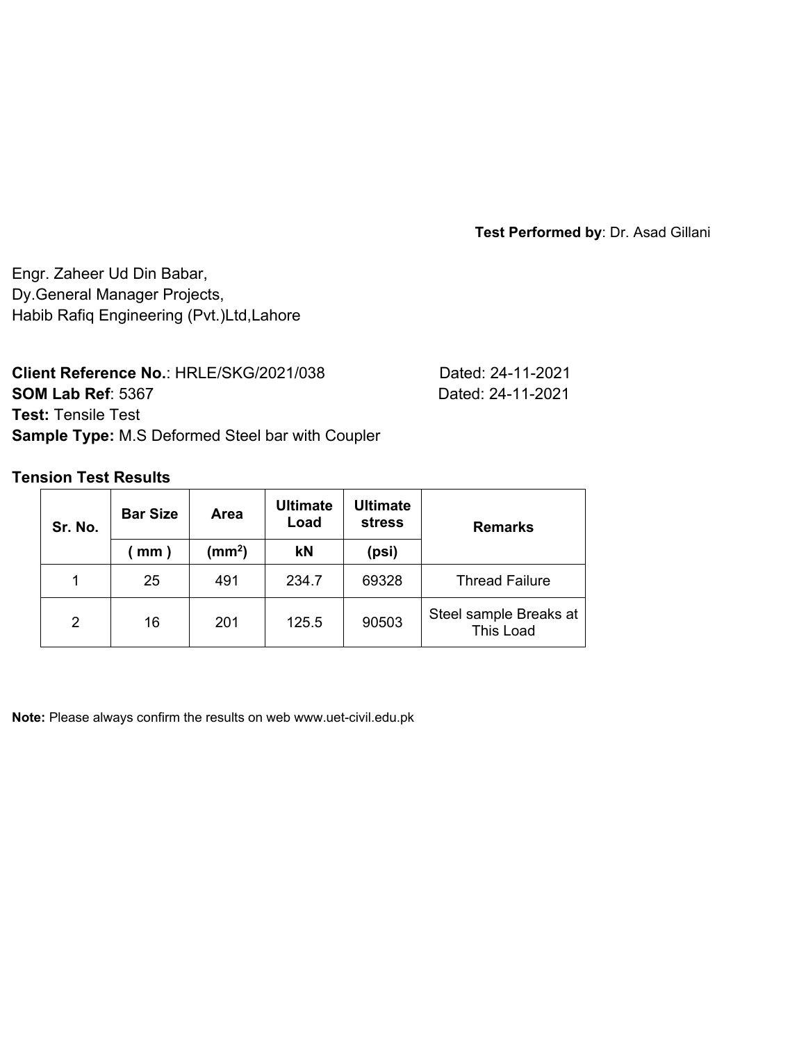**Test Performed by**: Dr. Asad Gillani

Engr. Zaheer Ud Din Babar,
Dy.General Manager Projects,
Habib Rafiq Engineering (Pvt.)Ltd,Lahore

**Client Reference No.**: HRLE/SKG/2021/038 Dated: 24-11-2021
**SOM Lab Ref**: 5367 Dated: 24-11-2021
**Test:** Tensile Test
**Sample Type:** M.S Deformed Steel bar with Coupler

**Tension Test Results**

| Sr. No. | Bar Size | Area | Ultimate Load | Ultimate stress | Remarks |
|---|---|---|---|---|---|
| | ( mm ) | ($mm^2$) | kN | (psi) | |
| 1 | 25 | 491 | 234.7 | 69328 | Thread Failure |
| 2 | 16 | 201 | 125.5 | 90503 | Steel sample Breaks at This Load |

**Note:** Please always confirm the results on web www.uet-civil.edu.pk